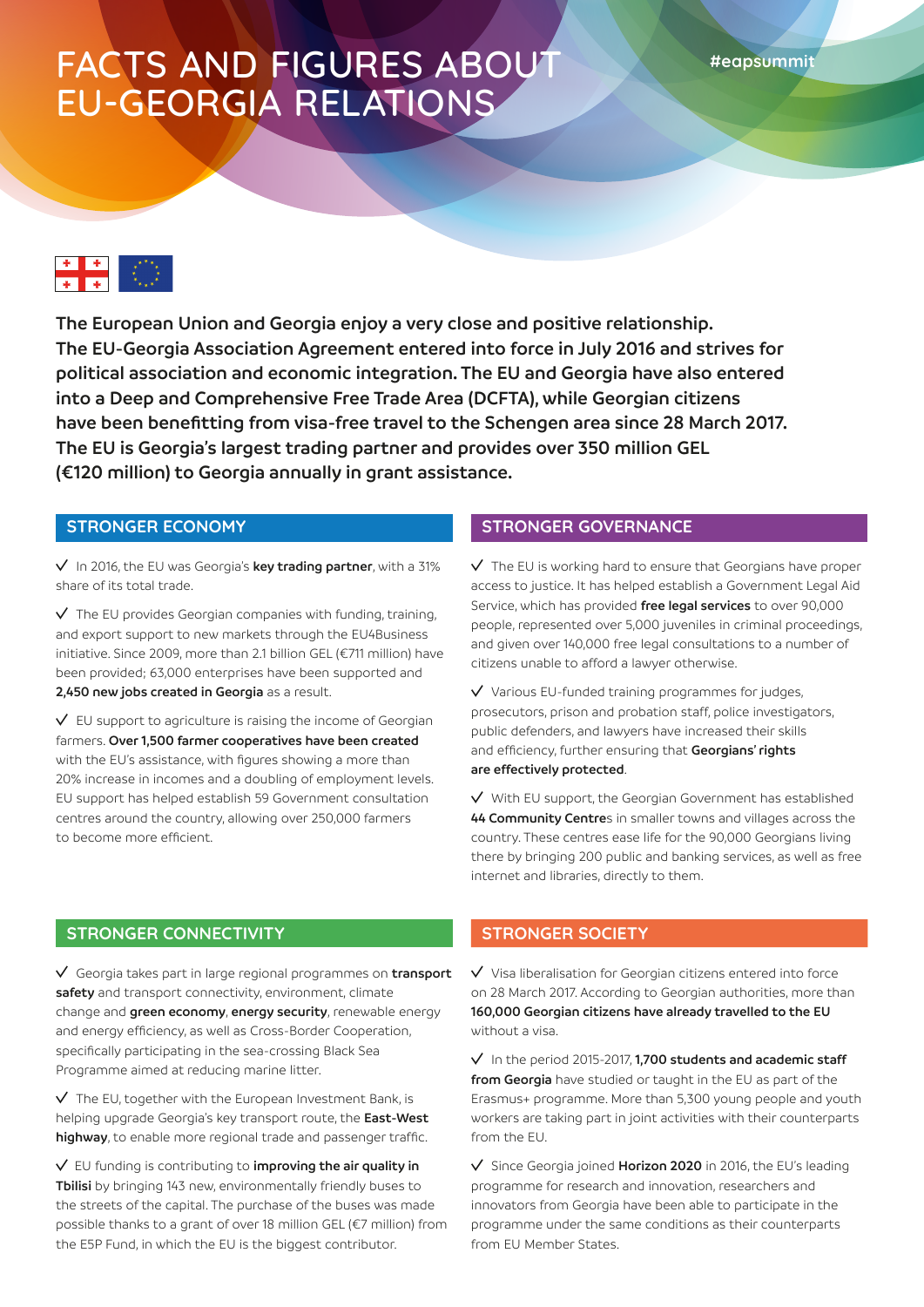# FACTS AND FIGURES ABOUT EU-GEORGIA RELATIONS

#eapsummit

**The European Union and Georgia enjoy a very close and positive relationship. The EU-Georgia Association Agreement entered into force in July 2016 and strives for political association and economic integration. The EU and Georgia have also entered into a Deep and Comprehensive Free Trade Area (DCFTA), while Georgian citizens have been benefitting from visa-free travel to the Schengen area since 28 March 2017. The EU is Georgia's largest trading partner and provides over 350 million GEL (€120 million) to Georgia annually in grant assistance.**

## STRONGER ECONOMY

✓ In 2016, the EU was Georgia's **key trading partner**, with a 31% share of its total trade.

✓ The EU provides Georgian companies with funding, training, and export support to new markets through the EU4Business initiative. Since 2009, more than 2.1 billion GEL (€711 million) have been provided; 63,000 enterprises have been supported and **2,450 new jobs created in Georgia** as a result.

✓ EU support to agriculture is raising the income of Georgian farmers. **Over 1,500 farmer cooperatives have been created** with the EU's assistance, with figures showing a more than 20% increase in incomes and a doubling of employment levels. EU support has helped establish 59 Government consultation centres around the country, allowing over 250,000 farmers to become more efficient.

## STRONGER GOVERNANCE

✓ The EU is working hard to ensure that Georgians have proper access to justice. It has helped establish a Government Legal Aid Service, which has provided **free legal services** to over 90,000 people, represented over 5,000 juveniles in criminal proceedings, and given over 140,000 free legal consultations to a number of citizens unable to afford a lawyer otherwise.

✓ Various EU-funded training programmes for judges, prosecutors, prison and probation staff, police investigators, public defenders, and lawyers have increased their skills and efficiency, further ensuring that **Georgians' rights are effectively protected**.

✓ With EU support, the Georgian Government has established **44 Community Centre**s in smaller towns and villages across the country. These centres ease life for the 90,000 Georgians living there by bringing 200 public and banking services, as well as free internet and libraries, directly to them.

## STRONGER CONNECTIVITY

✓ Georgia takes part in large regional programmes on **transport safety** and transport connectivity, environment, climate change and **green economy**, **energy security**, renewable energy and energy efficiency, as well as Cross-Border Cooperation, specifically participating in the sea-crossing Black Sea Programme aimed at reducing marine litter.

✓ The EU, together with the European Investment Bank, is helping upgrade Georgia's key transport route, the **East-West highway**, to enable more regional trade and passenger traffic.

✓ EU funding is contributing to **improving the air quality in Tbilisi** by bringing 143 new, environmentally friendly buses to the streets of the capital. The purchase of the buses was made possible thanks to a grant of over 18 million GEL (€7 million) from the E5P Fund, in which the EU is the biggest contributor.

## STRONGER SOCIETY

✓ Visa liberalisation for Georgian citizens entered into force on 28 March 2017. According to Georgian authorities, more than **160,000 Georgian citizens have already travelled to the EU** without a visa.

✓ In the period 2015-2017, **1,700 students and academic staff from Georgia** have studied or taught in the EU as part of the Erasmus+ programme. More than 5,300 young people and youth workers are taking part in joint activities with their counterparts from the EU.

✓ Since Georgia joined **Horizon 2020** in 2016, the EU's leading programme for research and innovation, researchers and innovators from Georgia have been able to participate in the programme under the same conditions as their counterparts from EU Member States.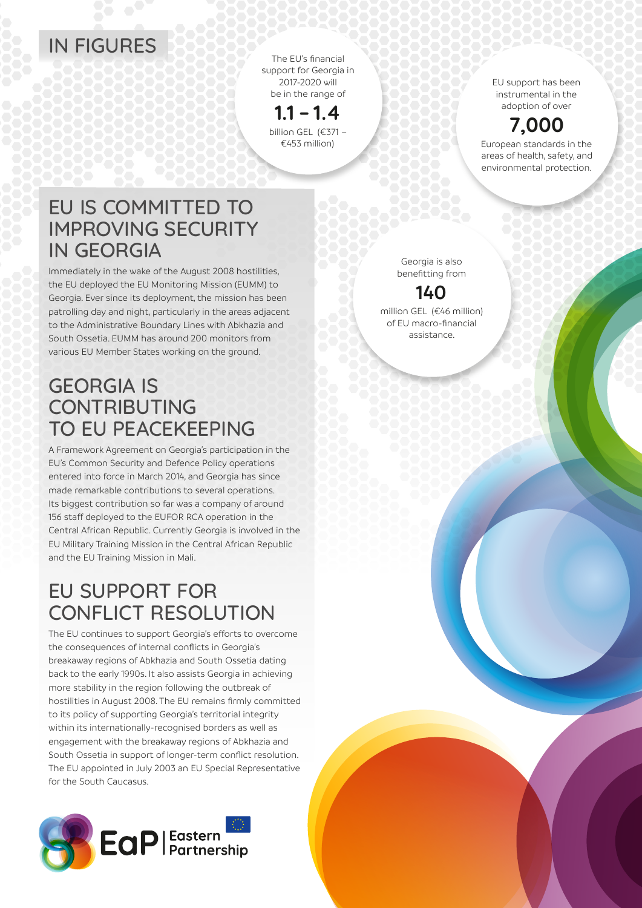# IN FIGURES

The EU's financial support for Georgia in 2017-2020 will be in the range of

**1.1 – 1.4**

billion GEL (€371 – €453 million)

EU support has been instrumental in the adoption of over

**7,000**

European standards in the areas of health, safety, and environmental protection.

Georgia is also benefitting from

**140**

million GEL (€46 million) of EU macro-financial assistance.

## EU IS COMMITTED TO IMPROVING SECURITY IN GEORGIA

Immediately in the wake of the August 2008 hostilities, the EU deployed the EU Monitoring Mission (EUMM) to Georgia. Ever since its deployment, the mission has been patrolling day and night, particularly in the areas adjacent to the Administrative Boundary Lines with Abkhazia and South Ossetia. EUMM has around 200 monitors from various EU Member States working on the ground.

## GEORGIA IS CONTRIBUTING TO EU PEACEKEEPING

A Framework Agreement on Georgia's participation in the EU's Common Security and Defence Policy operations entered into force in March 2014, and Georgia has since made remarkable contributions to several operations. Its biggest contribution so far was a company of around 156 staff deployed to the EUFOR RCA operation in the Central African Republic. Currently Georgia is involved in the EU Military Training Mission in the Central African Republic and the EU Training Mission in Mali.

## EU SUPPORT FOR CONFLICT RESOLUTION

The EU continues to support Georgia's efforts to overcome the consequences of internal conflicts in Georgia's breakaway regions of Abkhazia and South Ossetia dating back to the early 1990s. It also assists Georgia in achieving more stability in the region following the outbreak of hostilities in August 2008. The EU remains firmly committed to its policy of supporting Georgia's territorial integrity within its internationally-recognised borders as well as engagement with the breakaway regions of Abkhazia and South Ossetia in support of longer-term conflict resolution. The EU appointed in July 2003 an EU Special Representative for the South Caucasus.

EaP | Eastern Partnership